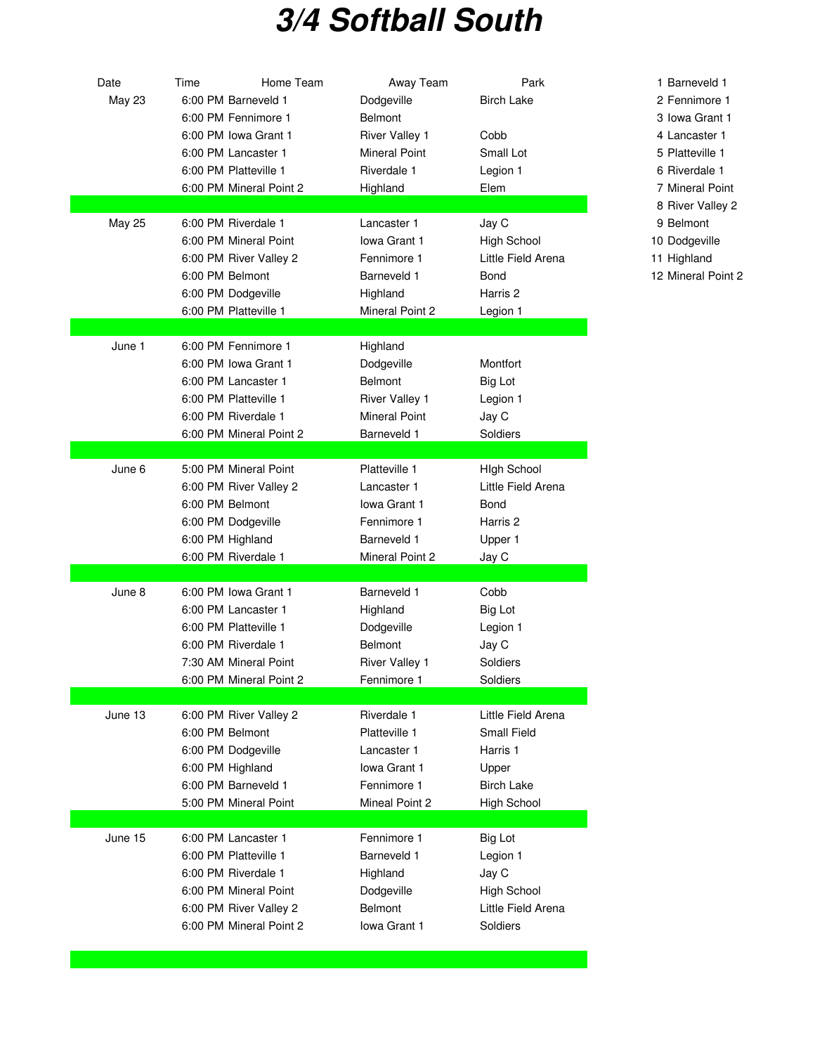# 3/4 Softball South

| Date | Time | Home Team | Away Team | Park |
|---|---|---|---|---|
| May 23 | 6:00 PM | Barneveld 1 | Dodgeville | Birch Lake |
| | 6:00 PM | Fennimore 1 | Belmont | |
| | 6:00 PM | Iowa Grant 1 | River Valley 1 | Cobb |
| | 6:00 PM | Lancaster 1 | Mineral Point | Small Lot |
| | 6:00 PM | Platteville 1 | Riverdale 1 | Legion 1 |
| | 6:00 PM | Mineral Point 2 | Highland | Elem |
| May 25 | 6:00 PM | Riverdale 1 | Lancaster 1 | Jay C |
| | 6:00 PM | Mineral Point | Iowa Grant 1 | High School |
| | 6:00 PM | River Valley 2 | Fennimore 1 | Little Field Arena |
| | 6:00 PM | Belmont | Barneveld 1 | Bond |
| | 6:00 PM | Dodgeville | Highland | Harris 2 |
| | 6:00 PM | Platteville 1 | Mineral Point 2 | Legion 1 |
| June 1 | 6:00 PM | Fennimore 1 | Highland | |
| | 6:00 PM | Iowa Grant 1 | Dodgeville | Montfort |
| | 6:00 PM | Lancaster 1 | Belmont | Big Lot |
| | 6:00 PM | Platteville 1 | River Valley 1 | Legion 1 |
| | 6:00 PM | Riverdale 1 | Mineral Point | Jay C |
| | 6:00 PM | Mineral Point 2 | Barneveld 1 | Soldiers |
| June 6 | 5:00 PM | Mineral Point | Platteville 1 | HIgh School |
| | 6:00 PM | River Valley 2 | Lancaster 1 | Little Field Arena |
| | 6:00 PM | Belmont | Iowa Grant 1 | Bond |
| | 6:00 PM | Dodgeville | Fennimore 1 | Harris 2 |
| | 6:00 PM | Highland | Barneveld 1 | Upper 1 |
| | 6:00 PM | Riverdale 1 | Mineral Point 2 | Jay C |
| June 8 | 6:00 PM | Iowa Grant 1 | Barneveld 1 | Cobb |
| | 6:00 PM | Lancaster 1 | Highland | Big Lot |
| | 6:00 PM | Platteville 1 | Dodgeville | Legion 1 |
| | 6:00 PM | Riverdale 1 | Belmont | Jay C |
| | 7:30 AM | Mineral Point | River Valley 1 | Soldiers |
| | 6:00 PM | Mineral Point 2 | Fennimore 1 | Soldiers |
| June 13 | 6:00 PM | River Valley 2 | Riverdale 1 | Little Field Arena |
| | 6:00 PM | Belmont | Platteville 1 | Small Field |
| | 6:00 PM | Dodgeville | Lancaster 1 | Harris 1 |
| | 6:00 PM | Highland | Iowa Grant 1 | Upper |
| | 6:00 PM | Barneveld 1 | Fennimore 1 | Birch Lake |
| | 5:00 PM | Mineral Point | Mineal Point 2 | High School |
| June 15 | 6:00 PM | Lancaster 1 | Fennimore 1 | Big Lot |
| | 6:00 PM | Platteville 1 | Barneveld 1 | Legion 1 |
| | 6:00 PM | Riverdale 1 | Highland | Jay C |
| | 6:00 PM | Mineral Point | Dodgeville | High School |
| | 6:00 PM | River Valley 2 | Belmont | Little Field Arena |
| | 6:00 PM | Mineral Point 2 | Iowa Grant 1 | Soldiers |

1. Barneveld 1
2. Fennimore 1
3. Iowa Grant 1
4. Lancaster 1
5. Platteville 1
6. Riverdale 1
7. Mineral Point
8. River Valley 2
9. Belmont
10. Dodgeville
11. Highland
12. Mineral Point 2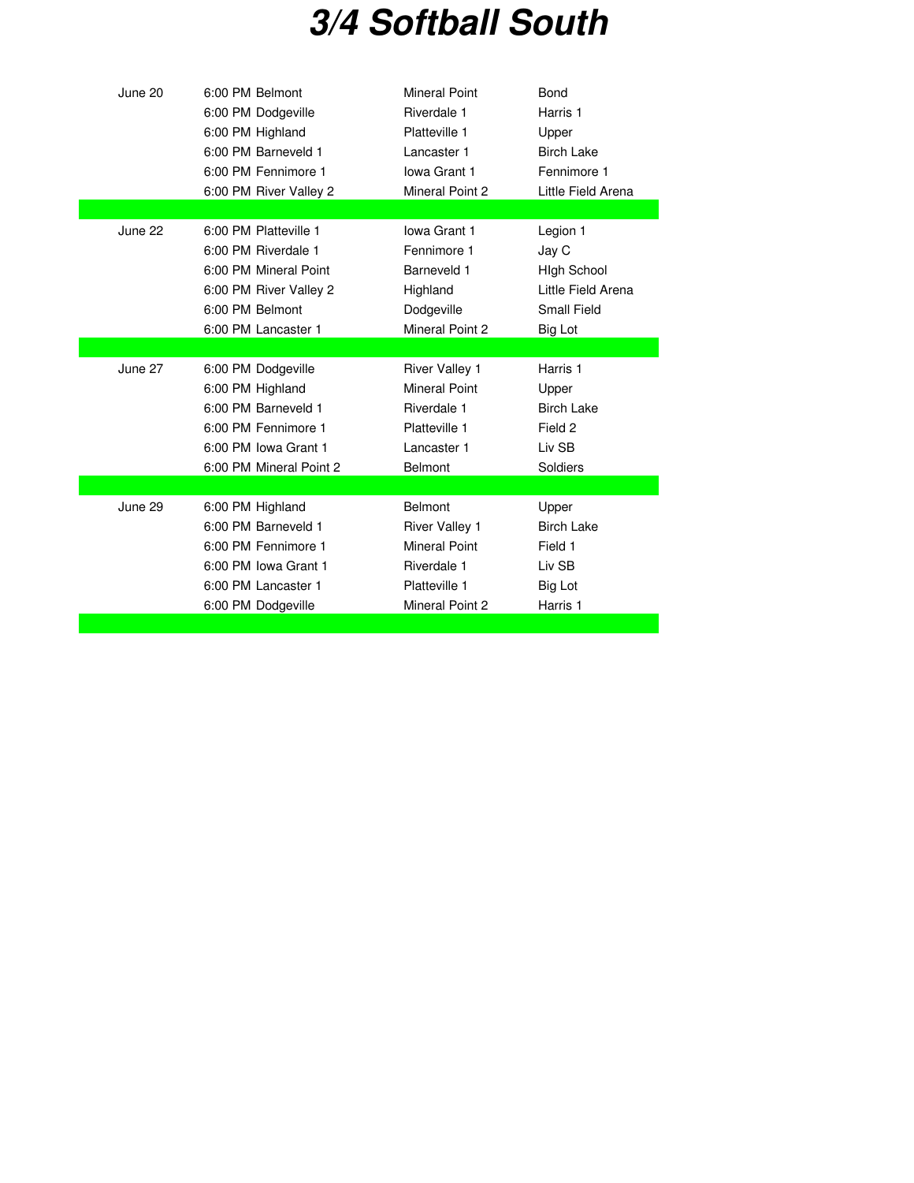# 3/4 Softball South

| | | | | |
|---|---|---|---|---|
| June 20 | 6:00 PM | Belmont | Mineral Point | Bond |
| | 6:00 PM | Dodgeville | Riverdale 1 | Harris 1 |
| | 6:00 PM | Highland | Platteville 1 | Upper |
| | 6:00 PM | Barneveld 1 | Lancaster 1 | Birch Lake |
| | 6:00 PM | Fennimore 1 | Iowa Grant 1 | Fennimore 1 |
| | 6:00 PM | River Valley 2 | Mineral Point 2 | Little Field Arena |
| June 22 | 6:00 PM | Platteville 1 | Iowa Grant 1 | Legion 1 |
| | 6:00 PM | Riverdale 1 | Fennimore 1 | Jay C |
| | 6:00 PM | Mineral Point | Barneveld 1 | HIgh School |
| | 6:00 PM | River Valley 2 | Highland | Little Field Arena |
| | 6:00 PM | Belmont | Dodgeville | Small Field |
| | 6:00 PM | Lancaster 1 | Mineral Point 2 | Big Lot |
| June 27 | 6:00 PM | Dodgeville | River Valley 1 | Harris 1 |
| | 6:00 PM | Highland | Mineral Point | Upper |
| | 6:00 PM | Barneveld 1 | Riverdale 1 | Birch Lake |
| | 6:00 PM | Fennimore 1 | Platteville 1 | Field 2 |
| | 6:00 PM | Iowa Grant 1 | Lancaster 1 | Liv SB |
| | 6:00 PM | Mineral Point 2 | Belmont | Soldiers |
| June 29 | 6:00 PM | Highland | Belmont | Upper |
| | 6:00 PM | Barneveld 1 | River Valley 1 | Birch Lake |
| | 6:00 PM | Fennimore 1 | Mineral Point | Field 1 |
| | 6:00 PM | Iowa Grant 1 | Riverdale 1 | Liv SB |
| | 6:00 PM | Lancaster 1 | Platteville 1 | Big Lot |
| | 6:00 PM | Dodgeville | Mineral Point 2 | Harris 1 |